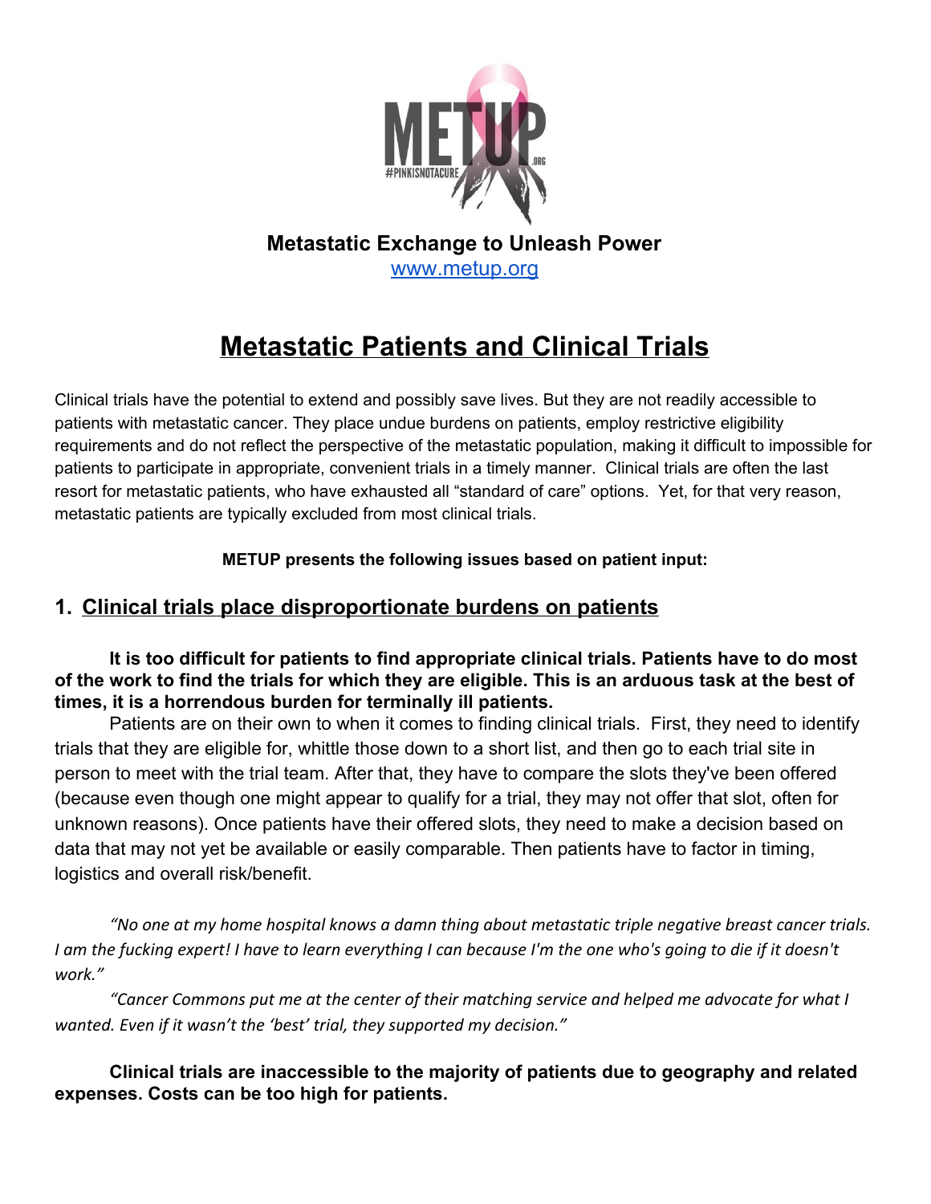**Metastatic Exchange to Unleash Power**

www.metup.org

# Metastatic Patients and Clinical Trials

Clinical trials have the potential to extend and possibly save lives. But they are not readily accessible to patients with metastatic cancer. They place undue burdens on patients, employ restrictive eligibility requirements and do not reflect the perspective of the metastatic population, making it difficult to impossible for patients to participate in appropriate, convenient trials in a timely manner. Clinical trials are often the last resort for metastatic patients, who have exhausted all "standard of care" options. Yet, for that very reason, metastatic patients are typically excluded from most clinical trials.

**METUP presents the following issues based on patient input:**

## 1. Clinical trials place disproportionate burdens on patients

**It is too difficult for patients to find appropriate clinical trials. Patients have to do most of the work to find the trials for which they are eligible. This is an arduous task at the best of times, it is a horrendous burden for terminally ill patients.**

Patients are on their own to when it comes to finding clinical trials. First, they need to identify trials that they are eligible for, whittle those down to a short list, and then go to each trial site in person to meet with the trial team. After that, they have to compare the slots they've been offered (because even though one might appear to qualify for a trial, they may not offer that slot, often for unknown reasons). Once patients have their offered slots, they need to make a decision based on data that may not yet be available or easily comparable. Then patients have to factor in timing, logistics and overall risk/benefit.

*"No one at my home hospital knows a damn thing about metastatic triple negative breast cancer trials. I am the fucking expert! I have to learn everything I can because I'm the one who's going to die if it doesn't work."*

*"Cancer Commons put me at the center of their matching service and helped me advocate for what I wanted. Even if it wasn't the 'best' trial, they supported my decision."*

**Clinical trials are inaccessible to the majority of patients due to geography and related expenses. Costs can be too high for patients.**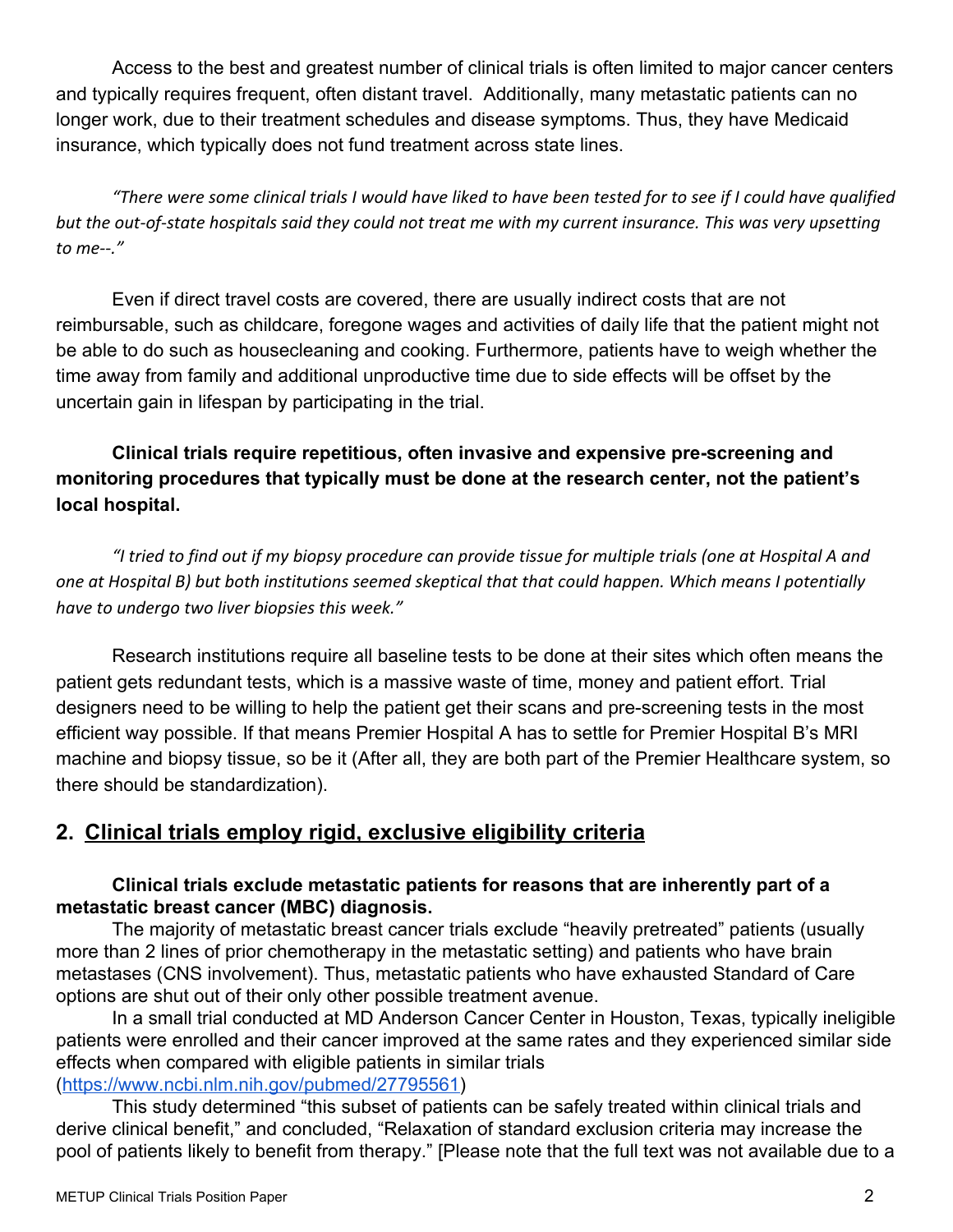Access to the best and greatest number of clinical trials is often limited to major cancer centers and typically requires frequent, often distant travel. Additionally, many metastatic patients can no longer work, due to their treatment schedules and disease symptoms. Thus, they have Medicaid insurance, which typically does not fund treatment across state lines.

*"There were some clinical trials I would have liked to have been tested for to see if I could have qualified but the out-of-state hospitals said they could not treat me with my current insurance. This was very upsetting to me--."*

Even if direct travel costs are covered, there are usually indirect costs that are not reimbursable, such as childcare, foregone wages and activities of daily life that the patient might not be able to do such as housecleaning and cooking. Furthermore, patients have to weigh whether the time away from family and additional unproductive time due to side effects will be offset by the uncertain gain in lifespan by participating in the trial.

**Clinical trials require repetitious, often invasive and expensive pre-screening and monitoring procedures that typically must be done at the research center, not the patient's local hospital.**

*"I tried to find out if my biopsy procedure can provide tissue for multiple trials (one at Hospital A and one at Hospital B) but both institutions seemed skeptical that that could happen. Which means I potentially have to undergo two liver biopsies this week."*

Research institutions require all baseline tests to be done at their sites which often means the patient gets redundant tests, which is a massive waste of time, money and patient effort. Trial designers need to be willing to help the patient get their scans and pre-screening tests in the most efficient way possible. If that means Premier Hospital A has to settle for Premier Hospital B's MRI machine and biopsy tissue, so be it (After all, they are both part of the Premier Healthcare system, so there should be standardization).

## 2. Clinical trials employ rigid, exclusive eligibility criteria

**Clinical trials exclude metastatic patients for reasons that are inherently part of a metastatic breast cancer (MBC) diagnosis.**

The majority of metastatic breast cancer trials exclude "heavily pretreated" patients (usually more than 2 lines of prior chemotherapy in the metastatic setting) and patients who have brain metastases (CNS involvement). Thus, metastatic patients who have exhausted Standard of Care options are shut out of their only other possible treatment avenue.

In a small trial conducted at MD Anderson Cancer Center in Houston, Texas, typically ineligible patients were enrolled and their cancer improved at the same rates and they experienced similar side effects when compared with eligible patients in similar trials (https://www.ncbi.nlm.nih.gov/pubmed/27795561)

This study determined "this subset of patients can be safely treated within clinical trials and derive clinical benefit," and concluded, "Relaxation of standard exclusion criteria may increase the pool of patients likely to benefit from therapy." [Please note that the full text was not available due to a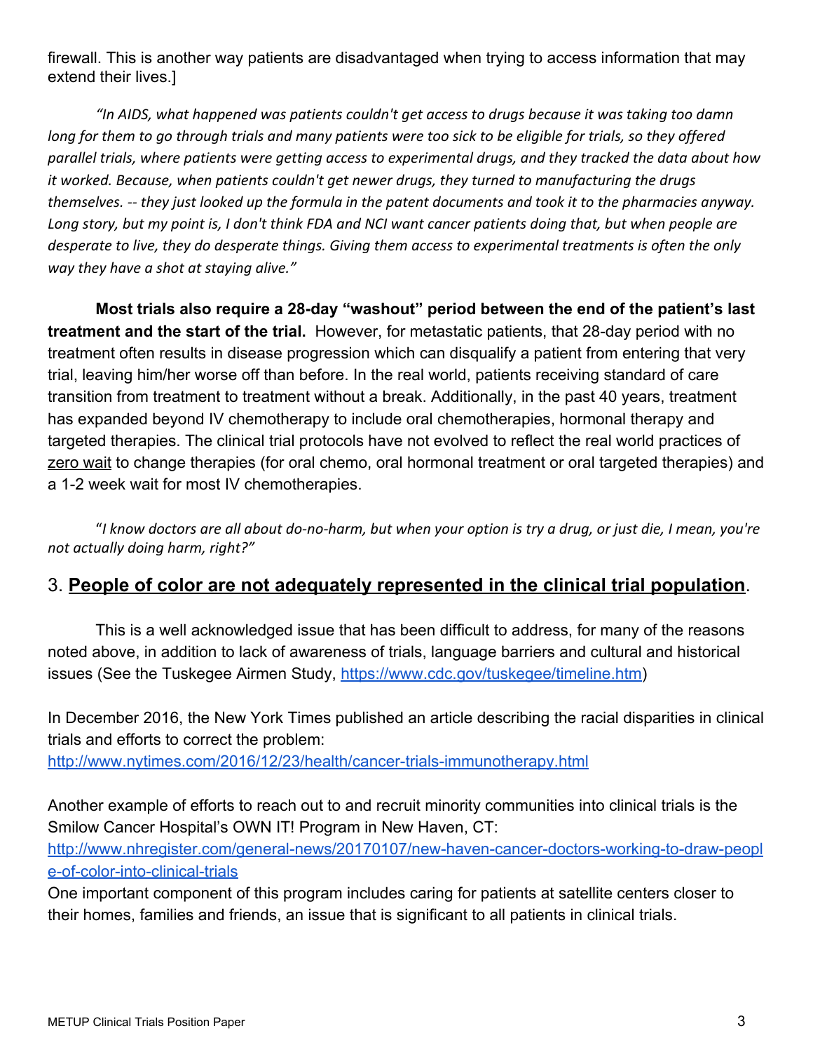firewall. This is another way patients are disadvantaged when trying to access information that may extend their lives.]

*"In AIDS, what happened was patients couldn't get access to drugs because it was taking too damn long for them to go through trials and many patients were too sick to be eligible for trials, so they offered parallel trials, where patients were getting access to experimental drugs, and they tracked the data about how it worked. Because, when patients couldn't get newer drugs, they turned to manufacturing the drugs themselves. -- they just looked up the formula in the patent documents and took it to the pharmacies anyway. Long story, but my point is, I don't think FDA and NCI want cancer patients doing that, but when people are desperate to live, they do desperate things. Giving them access to experimental treatments is often the only way they have a shot at staying alive."*

**Most trials also require a 28-day "washout" period between the end of the patient's last treatment and the start of the trial.** However, for metastatic patients, that 28-day period with no treatment often results in disease progression which can disqualify a patient from entering that very trial, leaving him/her worse off than before. In the real world, patients receiving standard of care transition from treatment to treatment without a break. Additionally, in the past 40 years, treatment has expanded beyond IV chemotherapy to include oral chemotherapies, hormonal therapy and targeted therapies. The clinical trial protocols have not evolved to reflect the real world practices of <u>zero wait</u> to change therapies (for oral chemo, oral hormonal treatment or oral targeted therapies) and a 1-2 week wait for most IV chemotherapies.

"*I know doctors are all about do-no-harm, but when your option is try a drug, or just die, I mean, you're not actually doing harm, right?"*

## 3. **<u>People of color are not adequately represented in the clinical trial population</u>**.

This is a well acknowledged issue that has been difficult to address, for many of the reasons noted above, in addition to lack of awareness of trials, language barriers and cultural and historical issues (See the Tuskegee Airmen Study, https://www.cdc.gov/tuskegee/timeline.htm)

In December 2016, the New York Times published an article describing the racial disparities in clinical trials and efforts to correct the problem:
http://www.nytimes.com/2016/12/23/health/cancer-trials-immunotherapy.html

Another example of efforts to reach out to and recruit minority communities into clinical trials is the Smilow Cancer Hospital's OWN IT! Program in New Haven, CT:
http://www.nhregister.com/general-news/20170107/new-haven-cancer-doctors-working-to-draw-people-of-color-into-clinical-trials
One important component of this program includes caring for patients at satellite centers closer to their homes, families and friends, an issue that is significant to all patients in clinical trials.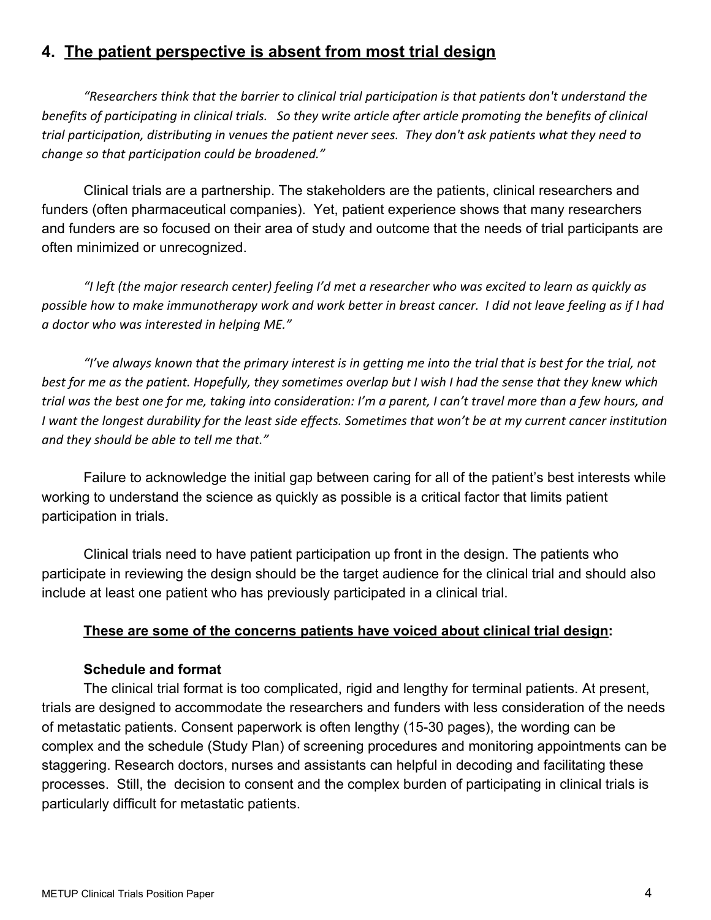## 4. The patient perspective is absent from most trial design

*"Researchers think that the barrier to clinical trial participation is that patients don't understand the benefits of participating in clinical trials. So they write article after article promoting the benefits of clinical trial participation, distributing in venues the patient never sees. They don't ask patients what they need to change so that participation could be broadened."*

Clinical trials are a partnership. The stakeholders are the patients, clinical researchers and funders (often pharmaceutical companies). Yet, patient experience shows that many researchers and funders are so focused on their area of study and outcome that the needs of trial participants are often minimized or unrecognized.

*"I left (the major research center) feeling I'd met a researcher who was excited to learn as quickly as possible how to make immunotherapy work and work better in breast cancer. I did not leave feeling as if I had a doctor who was interested in helping ME."*

*"I've always known that the primary interest is in getting me into the trial that is best for the trial, not best for me as the patient. Hopefully, they sometimes overlap but I wish I had the sense that they knew which trial was the best one for me, taking into consideration: I'm a parent, I can't travel more than a few hours, and I want the longest durability for the least side effects. Sometimes that won't be at my current cancer institution and they should be able to tell me that."*

Failure to acknowledge the initial gap between caring for all of the patient's best interests while working to understand the science as quickly as possible is a critical factor that limits patient participation in trials.

Clinical trials need to have patient participation up front in the design. The patients who participate in reviewing the design should be the target audience for the clinical trial and should also include at least one patient who has previously participated in a clinical trial.

**These are some of the concerns patients have voiced about clinical trial design:**

**Schedule and format**

The clinical trial format is too complicated, rigid and lengthy for terminal patients. At present, trials are designed to accommodate the researchers and funders with less consideration of the needs of metastatic patients. Consent paperwork is often lengthy (15-30 pages), the wording can be complex and the schedule (Study Plan) of screening procedures and monitoring appointments can be staggering. Research doctors, nurses and assistants can helpful in decoding and facilitating these processes. Still, the decision to consent and the complex burden of participating in clinical trials is particularly difficult for metastatic patients.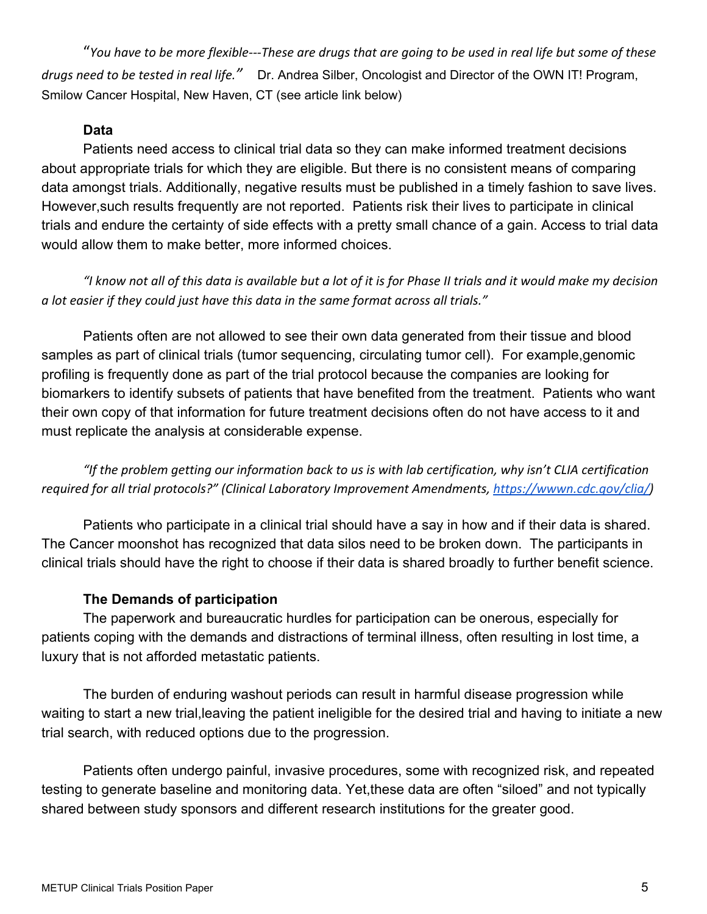*"You have to be more flexible---These are drugs that are going to be used in real life but some of these drugs need to be tested in real life."* Dr. Andrea Silber, Oncologist and Director of the OWN IT! Program, Smilow Cancer Hospital, New Haven, CT (see article link below)

### Data

Patients need access to clinical trial data so they can make informed treatment decisions about appropriate trials for which they are eligible. But there is no consistent means of comparing data amongst trials. Additionally, negative results must be published in a timely fashion to save lives. However,such results frequently are not reported. Patients risk their lives to participate in clinical trials and endure the certainty of side effects with a pretty small chance of a gain. Access to trial data would allow them to make better, more informed choices.

*"I know not all of this data is available but a lot of it is for Phase II trials and it would make my decision a lot easier if they could just have this data in the same format across all trials."*

Patients often are not allowed to see their own data generated from their tissue and blood samples as part of clinical trials (tumor sequencing, circulating tumor cell). For example,genomic profiling is frequently done as part of the trial protocol because the companies are looking for biomarkers to identify subsets of patients that have benefited from the treatment. Patients who want their own copy of that information for future treatment decisions often do not have access to it and must replicate the analysis at considerable expense.

*"If the problem getting our information back to us is with lab certification, why isn't CLIA certification required for all trial protocols?" (Clinical Laboratory Improvement Amendments, [https://wwwn.cdc.gov/clia/](https://wwwn.cdc.gov/clia/))*

Patients who participate in a clinical trial should have a say in how and if their data is shared. The Cancer moonshot has recognized that data silos need to be broken down. The participants in clinical trials should have the right to choose if their data is shared broadly to further benefit science.

### The Demands of participation

The paperwork and bureaucratic hurdles for participation can be onerous, especially for patients coping with the demands and distractions of terminal illness, often resulting in lost time, a luxury that is not afforded metastatic patients.

The burden of enduring washout periods can result in harmful disease progression while waiting to start a new trial,leaving the patient ineligible for the desired trial and having to initiate a new trial search, with reduced options due to the progression.

Patients often undergo painful, invasive procedures, some with recognized risk, and repeated testing to generate baseline and monitoring data. Yet,these data are often "siloed" and not typically shared between study sponsors and different research institutions for the greater good.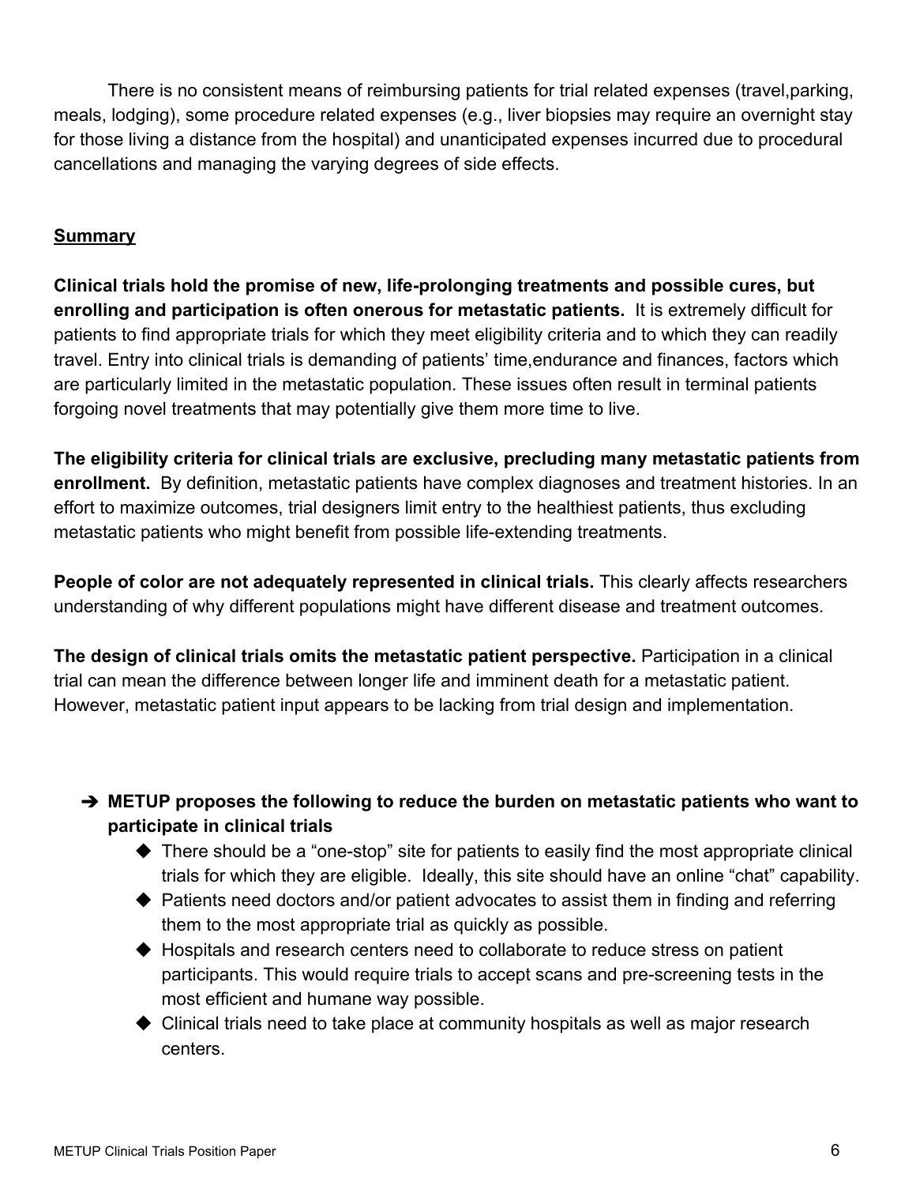There is no consistent means of reimbursing patients for trial related expenses (travel,parking, meals, lodging), some procedure related expenses (e.g., liver biopsies may require an overnight stay for those living a distance from the hospital) and unanticipated expenses incurred due to procedural cancellations and managing the varying degrees of side effects.

## Summary

**Clinical trials hold the promise of new, life-prolonging treatments and possible cures, but enrolling and participation is often onerous for metastatic patients.** It is extremely difficult for patients to find appropriate trials for which they meet eligibility criteria and to which they can readily travel. Entry into clinical trials is demanding of patients' time,endurance and finances, factors which are particularly limited in the metastatic population. These issues often result in terminal patients forgoing novel treatments that may potentially give them more time to live.

**The eligibility criteria for clinical trials are exclusive, precluding many metastatic patients from enrollment.** By definition, metastatic patients have complex diagnoses and treatment histories. In an effort to maximize outcomes, trial designers limit entry to the healthiest patients, thus excluding metastatic patients who might benefit from possible life-extending treatments.

**People of color are not adequately represented in clinical trials.** This clearly affects researchers understanding of why different populations might have different disease and treatment outcomes.

**The design of clinical trials omits the metastatic patient perspective.** Participation in a clinical trial can mean the difference between longer life and imminent death for a metastatic patient. However, metastatic patient input appears to be lacking from trial design and implementation.

- ➔ **METUP proposes the following to reduce the burden on metastatic patients who want to participate in clinical trials**
  - There should be a "one-stop" site for patients to easily find the most appropriate clinical trials for which they are eligible. Ideally, this site should have an online "chat" capability.
  - Patients need doctors and/or patient advocates to assist them in finding and referring them to the most appropriate trial as quickly as possible.
  - Hospitals and research centers need to collaborate to reduce stress on patient participants. This would require trials to accept scans and pre-screening tests in the most efficient and humane way possible.
  - Clinical trials need to take place at community hospitals as well as major research centers.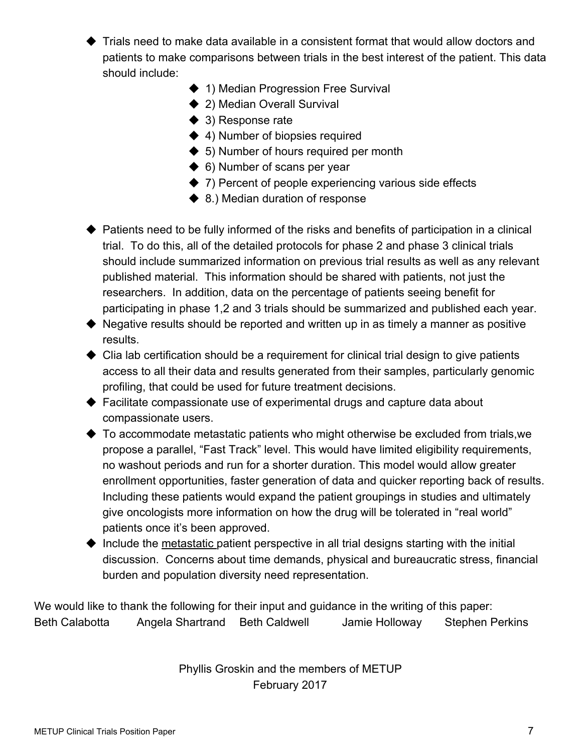- Trials need to make data available in a consistent format that would allow doctors and patients to make comparisons between trials in the best interest of the patient. This data should include:
    - 1) Median Progression Free Survival
    - 2) Median Overall Survival
    - 3) Response rate
    - 4) Number of biopsies required
    - 5) Number of hours required per month
    - 6) Number of scans per year
    - 7) Percent of people experiencing various side effects
    - 8.) Median duration of response
- Patients need to be fully informed of the risks and benefits of participation in a clinical trial. To do this, all of the detailed protocols for phase 2 and phase 3 clinical trials should include summarized information on previous trial results as well as any relevant published material. This information should be shared with patients, not just the researchers. In addition, data on the percentage of patients seeing benefit for participating in phase 1,2 and 3 trials should be summarized and published each year.
- Negative results should be reported and written up in as timely a manner as positive results.
- Clia lab certification should be a requirement for clinical trial design to give patients access to all their data and results generated from their samples, particularly genomic profiling, that could be used for future treatment decisions.
- Facilitate compassionate use of experimental drugs and capture data about compassionate users.
- To accommodate metastatic patients who might otherwise be excluded from trials,we propose a parallel, "Fast Track" level. This would have limited eligibility requirements, no washout periods and run for a shorter duration. This model would allow greater enrollment opportunities, faster generation of data and quicker reporting back of results. Including these patients would expand the patient groupings in studies and ultimately give oncologists more information on how the drug will be tolerated in "real world" patients once it's been approved.
- Include the <u>metastatic</u> patient perspective in all trial designs starting with the initial discussion. Concerns about time demands, physical and bureaucratic stress, financial burden and population diversity need representation.

We would like to thank the following for their input and guidance in the writing of this paper:
Beth Calabotta    Angela Shartrand    Beth Caldwell    Jamie Holloway    Stephen Perkins

Phyllis Groskin and the members of METUP
February 2017